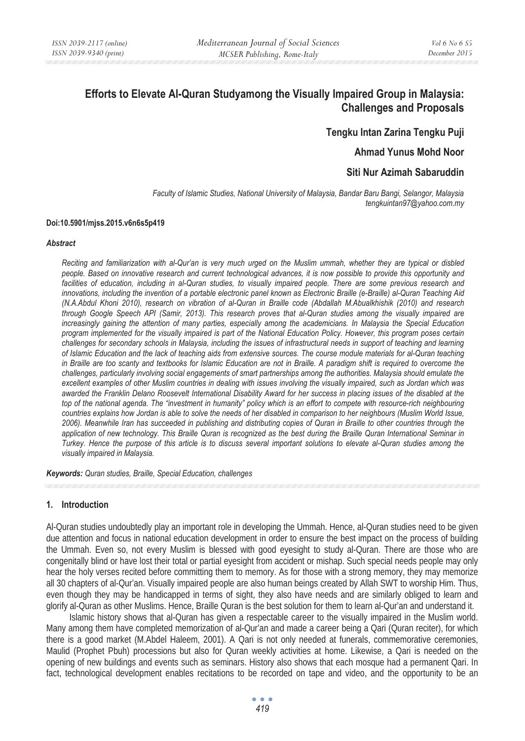# Efforts to Elevate Al-Quran Studyamong the Visually Impaired Group in Malaysia: Challenges and Proposals

**Tengku Intan Zarina Tengku Puji**

**Ahmad Yunus Mohd Noor**

**Siti Nur Azimah Sabaruddin**

*Faculty of Islamic Studies, National University of Malaysia, Bandar Baru Bangi, Selangor, Malaysia*
*tengkuintan97@yahoo.com.my*

**Doi:10.5901/mjss.2015.v6n6s5p419**

***Abstract***

*Reciting and familiarization with al-Qur'an is very much urged on the Muslim ummah, whether they are typical or disbled people. Based on innovative research and current technological advances, it is now possible to provide this opportunity and facilities of education, including in al-Quran studies, to visually impaired people. There are some previous research and innovations, including the invention of a portable electronic panel known as Electronic Braille (e-Braille) al-Quran Teaching Aid (N.A.Abdul Khoni 2010), research on vibration of al-Quran in Braille code (Abdallah M.Abualkhishik (2010) and research through Google Speech API (Samir, 2013). This research proves that al-Quran studies among the visually impaired are increasingly gaining the attention of many parties, especially among the academicians. In Malaysia the Special Education program implemented for the visually impaired is part of the National Education Policy. However, this program poses certain challenges for secondary schools in Malaysia, including the issues of infrastructural needs in support of teaching and learning of Islamic Education and the lack of teaching aids from extensive sources. The course module materials for al-Quran teaching in Braille are too scanty and textbooks for Islamic Education are not in Braille. A paradigm shift is required to overcome the challenges, particularly involving social engagements of smart partnerships among the authorities. Malaysia should emulate the excellent examples of other Muslim countries in dealing with issues involving the visually impaired, such as Jordan which was awarded the Franklin Delano Roosevelt International Disability Award for her success in placing issues of the disabled at the top of the national agenda. The "investment in humanity" policy which is an effort to compete with resource-rich neighbouring countries explains how Jordan is able to solve the needs of her disabled in comparison to her neighbours (Muslim World Issue, 2006). Meanwhile Iran has succeeded in publishing and distributing copies of Quran in Braille to other countries through the application of new technology. This Braille Quran is recognized as the best during the Braille Quran International Seminar in Turkey. Hence the purpose of this article is to discuss several important solutions to elevate al-Quran studies among the visually impaired in Malaysia.*

***Keywords:*** *Quran studies, Braille, Special Education, challenges*

## 1. Introduction

Al-Quran studies undoubtedly play an important role in developing the Ummah. Hence, al-Quran studies need to be given due attention and focus in national education development in order to ensure the best impact on the process of building the Ummah. Even so, not every Muslim is blessed with good eyesight to study al-Quran. There are those who are congenitally blind or have lost their total or partial eyesight from accident or mishap. Such special needs people may only hear the holy verses recited before committing them to memory. As for those with a strong memory, they may memorize all 30 chapters of al-Qur'an. Visually impaired people are also human beings created by Allah SWT to worship Him. Thus, even though they may be handicapped in terms of sight, they also have needs and are similarly obliged to learn and glorify al-Quran as other Muslims. Hence, Braille Quran is the best solution for them to learn al-Qur'an and understand it.

Islamic history shows that al-Quran has given a respectable career to the visually impaired in the Muslim world. Many among them have completed memorization of al-Qur'an and made a career being a Qari (Quran reciter), for which there is a good market (M.Abdel Haleem, 2001). A Qari is not only needed at funerals, commemorative ceremonies, Maulid (Prophet Pbuh) processions but also for Quran weekly activities at home. Likewise, a Qari is needed on the opening of new buildings and events such as seminars. History also shows that each mosque had a permanent Qari. In fact, technological development enables recitations to be recorded on tape and video, and the opportunity to be an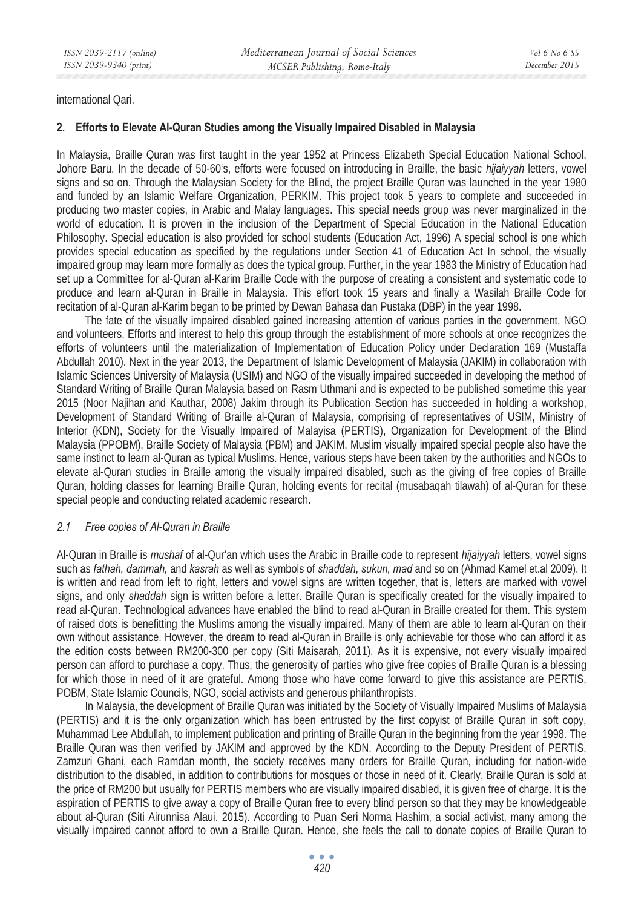international Qari.

## 2. Efforts to Elevate Al-Quran Studies among the Visually Impaired Disabled in Malaysia

In Malaysia, Braille Quran was first taught in the year 1952 at Princess Elizabeth Special Education National School, Johore Baru. In the decade of 50-60's, efforts were focused on introducing in Braille, the basic *hijaiyyah* letters, vowel signs and so on. Through the Malaysian Society for the Blind, the project Braille Quran was launched in the year 1980 and funded by an Islamic Welfare Organization, PERKIM. This project took 5 years to complete and succeeded in producing two master copies, in Arabic and Malay languages. This special needs group was never marginalized in the world of education. It is proven in the inclusion of the Department of Special Education in the National Education Philosophy. Special education is also provided for school students (Education Act, 1996) A special school is one which provides special education as specified by the regulations under Section 41 of Education Act In school, the visually impaired group may learn more formally as does the typical group. Further, in the year 1983 the Ministry of Education had set up a Committee for al-Quran al-Karim Braille Code with the purpose of creating a consistent and systematic code to produce and learn al-Quran in Braille in Malaysia. This effort took 15 years and finally a Wasilah Braille Code for recitation of al-Quran al-Karim began to be printed by Dewan Bahasa dan Pustaka (DBP) in the year 1998.

The fate of the visually impaired disabled gained increasing attention of various parties in the government, NGO and volunteers. Efforts and interest to help this group through the establishment of more schools at once recognizes the efforts of volunteers until the materialization of Implementation of Education Policy under Declaration 169 (Mustaffa Abdullah 2010). Next in the year 2013, the Department of Islamic Development of Malaysia (JAKIM) in collaboration with Islamic Sciences University of Malaysia (USIM) and NGO of the visually impaired succeeded in developing the method of Standard Writing of Braille Quran Malaysia based on Rasm Uthmani and is expected to be published sometime this year 2015 (Noor Najihan and Kauthar, 2008) Jakim through its Publication Section has succeeded in holding a workshop, Development of Standard Writing of Braille al-Quran of Malaysia, comprising of representatives of USIM, Ministry of Interior (KDN), Society for the Visually Impaired of Malayisa (PERTIS), Organization for Development of the Blind Malaysia (PPOBM), Braille Society of Malaysia (PBM) and JAKIM. Muslim visually impaired special people also have the same instinct to learn al-Quran as typical Muslims. Hence, various steps have been taken by the authorities and NGOs to elevate al-Quran studies in Braille among the visually impaired disabled, such as the giving of free copies of Braille Quran, holding classes for learning Braille Quran, holding events for recital (musabaqah tilawah) of al-Quran for these special people and conducting related academic research.

### *2.1 Free copies of Al-Quran in Braille*

Al-Quran in Braille is *mushaf* of al-Qur'an which uses the Arabic in Braille code to represent *hijaiyyah* letters, vowel signs such as *fathah, dammah,* and *kasrah* as well as symbols of *shaddah, sukun, mad* and so on (Ahmad Kamel et.al 2009). It is written and read from left to right, letters and vowel signs are written together, that is, letters are marked with vowel signs, and only *shaddah* sign is written before a letter. Braille Quran is specifically created for the visually impaired to read al-Quran. Technological advances have enabled the blind to read al-Quran in Braille created for them. This system of raised dots is benefitting the Muslims among the visually impaired. Many of them are able to learn al-Quran on their own without assistance. However, the dream to read al-Quran in Braille is only achievable for those who can afford it as the edition costs between RM200-300 per copy (Siti Maisarah, 2011). As it is expensive, not every visually impaired person can afford to purchase a copy. Thus, the generosity of parties who give free copies of Braille Quran is a blessing for which those in need of it are grateful. Among those who have come forward to give this assistance are PERTIS, POBM, State Islamic Councils, NGO, social activists and generous philanthropists.

In Malaysia, the development of Braille Quran was initiated by the Society of Visually Impaired Muslims of Malaysia (PERTIS) and it is the only organization which has been entrusted by the first copyist of Braille Quran in soft copy, Muhammad Lee Abdullah, to implement publication and printing of Braille Quran in the beginning from the year 1998. The Braille Quran was then verified by JAKIM and approved by the KDN. According to the Deputy President of PERTIS, Zamzuri Ghani, each Ramdan month, the society receives many orders for Braille Quran, including for nation-wide distribution to the disabled, in addition to contributions for mosques or those in need of it. Clearly, Braille Quran is sold at the price of RM200 but usually for PERTIS members who are visually impaired disabled, it is given free of charge. It is the aspiration of PERTIS to give away a copy of Braille Quran free to every blind person so that they may be knowledgeable about al-Quran (Siti Airunnisa Alaui. 2015). According to Puan Seri Norma Hashim, a social activist, many among the visually impaired cannot afford to own a Braille Quran. Hence, she feels the call to donate copies of Braille Quran to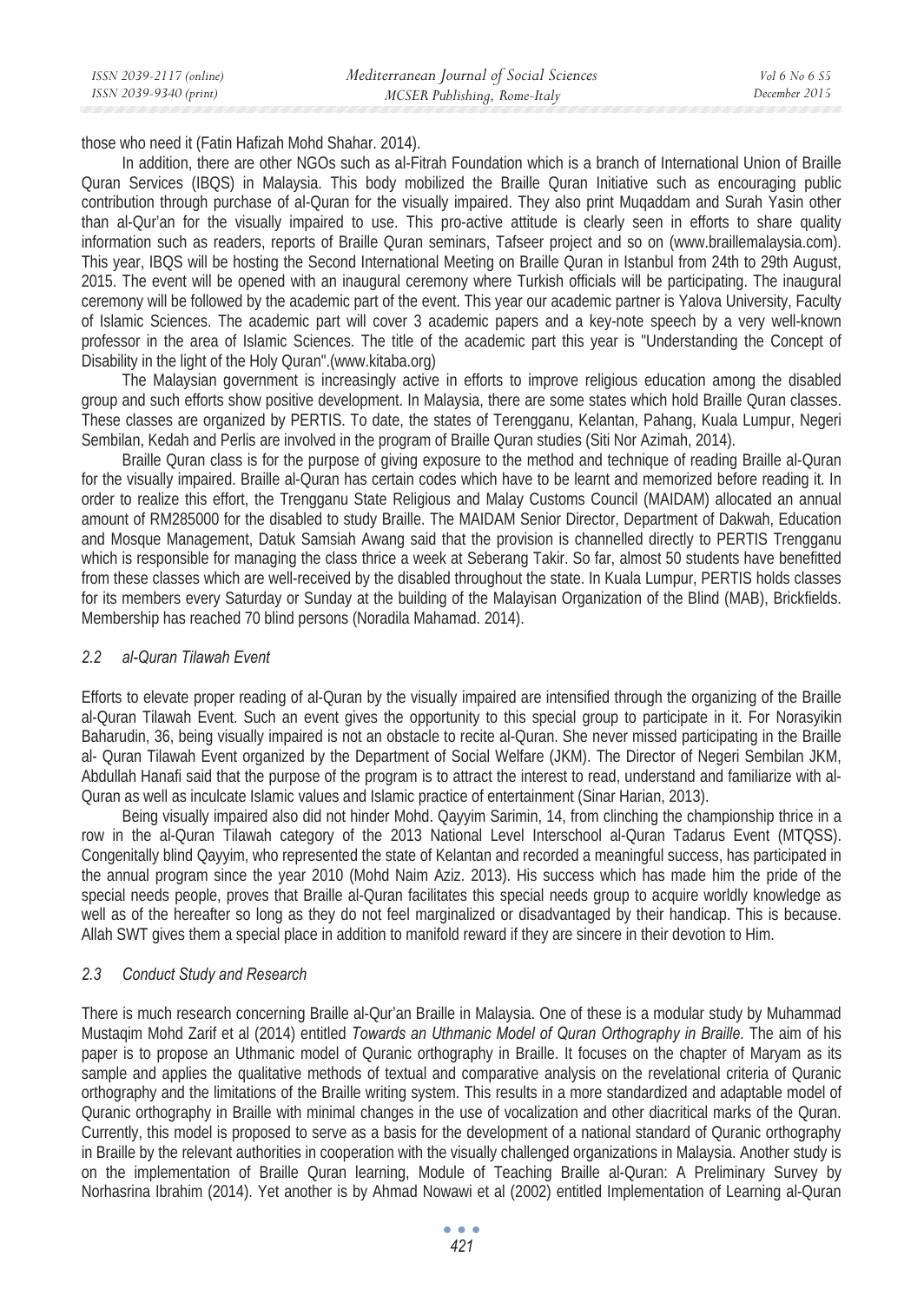those who need it (Fatin Hafizah Mohd Shahar. 2014).

In addition, there are other NGOs such as al-Fitrah Foundation which is a branch of International Union of Braille Quran Services (IBQS) in Malaysia. This body mobilized the Braille Quran Initiative such as encouraging public contribution through purchase of al-Quran for the visually impaired. They also print Muqaddam and Surah Yasin other than al-Qur'an for the visually impaired to use. This pro-active attitude is clearly seen in efforts to share quality information such as readers, reports of Braille Quran seminars, Tafseer project and so on (www.braillemalaysia.com). This year, IBQS will be hosting the Second International Meeting on Braille Quran in Istanbul from 24th to 29th August, 2015. The event will be opened with an inaugural ceremony where Turkish officials will be participating. The inaugural ceremony will be followed by the academic part of the event. This year our academic partner is Yalova University, Faculty of Islamic Sciences. The academic part will cover 3 academic papers and a key-note speech by a very well-known professor in the area of Islamic Sciences. The title of the academic part this year is "Understanding the Concept of Disability in the light of the Holy Quran".(www.kitaba.org)

The Malaysian government is increasingly active in efforts to improve religious education among the disabled group and such efforts show positive development. In Malaysia, there are some states which hold Braille Quran classes. These classes are organized by PERTIS. To date, the states of Terengganu, Kelantan, Pahang, Kuala Lumpur, Negeri Sembilan, Kedah and Perlis are involved in the program of Braille Quran studies (Siti Nor Azimah, 2014).

Braille Quran class is for the purpose of giving exposure to the method and technique of reading Braille al-Quran for the visually impaired. Braille al-Quran has certain codes which have to be learnt and memorized before reading it. In order to realize this effort, the Trengganu State Religious and Malay Customs Council (MAIDAM) allocated an annual amount of RM285000 for the disabled to study Braille. The MAIDAM Senior Director, Department of Dakwah, Education and Mosque Management, Datuk Samsiah Awang said that the provision is channelled directly to PERTIS Trengganu which is responsible for managing the class thrice a week at Seberang Takir. So far, almost 50 students have benefitted from these classes which are well-received by the disabled throughout the state. In Kuala Lumpur, PERTIS holds classes for its members every Saturday or Sunday at the building of the Malayisan Organization of the Blind (MAB), Brickfields. Membership has reached 70 blind persons (Noradila Mahamad. 2014).

### *2.2 al-Quran Tilawah Event*

Efforts to elevate proper reading of al-Quran by the visually impaired are intensified through the organizing of the Braille al-Quran Tilawah Event. Such an event gives the opportunity to this special group to participate in it. For Norasyikin Baharudin, 36, being visually impaired is not an obstacle to recite al-Quran. She never missed participating in the Braille al- Quran Tilawah Event organized by the Department of Social Welfare (JKM). The Director of Negeri Sembilan JKM, Abdullah Hanafi said that the purpose of the program is to attract the interest to read, understand and familiarize with al-Quran as well as inculcate Islamic values and Islamic practice of entertainment (Sinar Harian, 2013).

Being visually impaired also did not hinder Mohd. Qayyim Sarimin, 14, from clinching the championship thrice in a row in the al-Quran Tilawah category of the 2013 National Level Interschool al-Quran Tadarus Event (MTQSS). Congenitally blind Qayyim, who represented the state of Kelantan and recorded a meaningful success, has participated in the annual program since the year 2010 (Mohd Naim Aziz. 2013). His success which has made him the pride of the special needs people, proves that Braille al-Quran facilitates this special needs group to acquire worldly knowledge as well as of the hereafter so long as they do not feel marginalized or disadvantaged by their handicap. This is because. Allah SWT gives them a special place in addition to manifold reward if they are sincere in their devotion to Him.

### *2.3 Conduct Study and Research*

There is much research concerning Braille al-Qur'an Braille in Malaysia. One of these is a modular study by Muhammad Mustaqim Mohd Zarif et al (2014) entitled *Towards an Uthmanic Model of Quran Orthography in Braille*. The aim of his paper is to propose an Uthmanic model of Quranic orthography in Braille. It focuses on the chapter of Maryam as its sample and applies the qualitative methods of textual and comparative analysis on the revelational criteria of Quranic orthography and the limitations of the Braille writing system. This results in a more standardized and adaptable model of Quranic orthography in Braille with minimal changes in the use of vocalization and other diacritical marks of the Quran. Currently, this model is proposed to serve as a basis for the development of a national standard of Quranic orthography in Braille by the relevant authorities in cooperation with the visually challenged organizations in Malaysia. Another study is on the implementation of Braille Quran learning, Module of Teaching Braille al-Quran: A Preliminary Survey by Norhasrina Ibrahim (2014). Yet another is by Ahmad Nowawi et al (2002) entitled Implementation of Learning al-Quran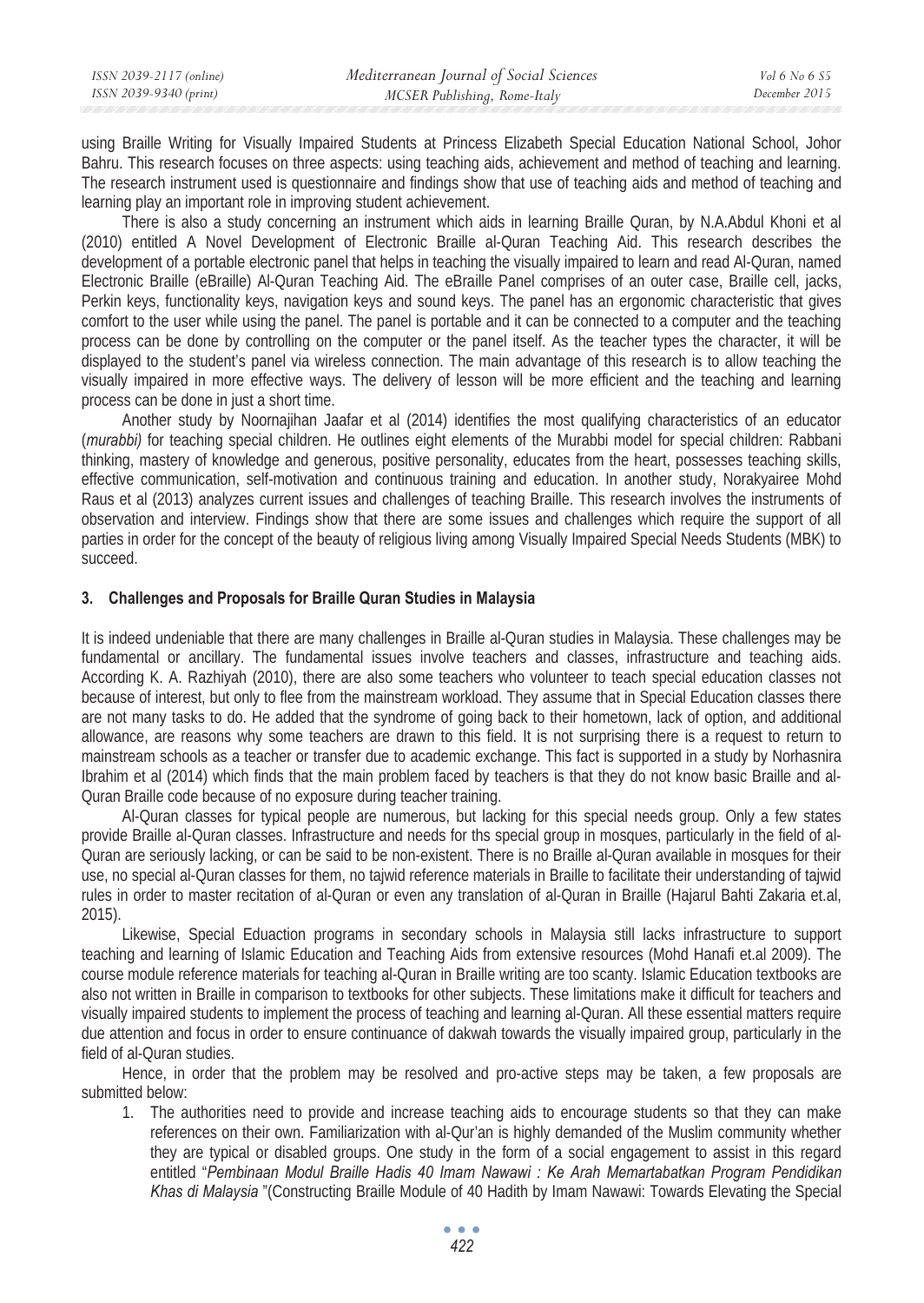using Braille Writing for Visually Impaired Students at Princess Elizabeth Special Education National School, Johor Bahru. This research focuses on three aspects: using teaching aids, achievement and method of teaching and learning. The research instrument used is questionnaire and findings show that use of teaching aids and method of teaching and learning play an important role in improving student achievement.

There is also a study concerning an instrument which aids in learning Braille Quran, by N.A.Abdul Khoni et al (2010) entitled A Novel Development of Electronic Braille al-Quran Teaching Aid. This research describes the development of a portable electronic panel that helps in teaching the visually impaired to learn and read Al-Quran, named Electronic Braille (eBraille) Al-Quran Teaching Aid. The eBraille Panel comprises of an outer case, Braille cell, jacks, Perkin keys, functionality keys, navigation keys and sound keys. The panel has an ergonomic characteristic that gives comfort to the user while using the panel. The panel is portable and it can be connected to a computer and the teaching process can be done by controlling on the computer or the panel itself. As the teacher types the character, it will be displayed to the student's panel via wireless connection. The main advantage of this research is to allow teaching the visually impaired in more effective ways. The delivery of lesson will be more efficient and the teaching and learning process can be done in just a short time.

Another study by Noornajihan Jaafar et al (2014) identifies the most qualifying characteristics of an educator (*murabbi)* for teaching special children. He outlines eight elements of the Murabbi model for special children: Rabbani thinking, mastery of knowledge and generous, positive personality, educates from the heart, possesses teaching skills, effective communication, self-motivation and continuous training and education. In another study, Norakyairee Mohd Raus et al (2013) analyzes current issues and challenges of teaching Braille. This research involves the instruments of observation and interview. Findings show that there are some issues and challenges which require the support of all parties in order for the concept of the beauty of religious living among Visually Impaired Special Needs Students (MBK) to succeed.

## 3. Challenges and Proposals for Braille Quran Studies in Malaysia

It is indeed undeniable that there are many challenges in Braille al-Quran studies in Malaysia. These challenges may be fundamental or ancillary. The fundamental issues involve teachers and classes, infrastructure and teaching aids. According K. A. Razhiyah (2010), there are also some teachers who volunteer to teach special education classes not because of interest, but only to flee from the mainstream workload. They assume that in Special Education classes there are not many tasks to do. He added that the syndrome of going back to their hometown, lack of option, and additional allowance, are reasons why some teachers are drawn to this field. It is not surprising there is a request to return to mainstream schools as a teacher or transfer due to academic exchange. This fact is supported in a study by Norhasnira Ibrahim et al (2014) which finds that the main problem faced by teachers is that they do not know basic Braille and al-Quran Braille code because of no exposure during teacher training.

Al-Quran classes for typical people are numerous, but lacking for this special needs group. Only a few states provide Braille al-Quran classes. Infrastructure and needs for ths special group in mosques, particularly in the field of al-Quran are seriously lacking, or can be said to be non-existent. There is no Braille al-Quran available in mosques for their use, no special al-Quran classes for them, no tajwid reference materials in Braille to facilitate their understanding of tajwid rules in order to master recitation of al-Quran or even any translation of al-Quran in Braille (Hajarul Bahti Zakaria et.al, 2015).

Likewise, Special Eduaction programs in secondary schools in Malaysia still lacks infrastructure to support teaching and learning of Islamic Education and Teaching Aids from extensive resources (Mohd Hanafi et.al 2009). The course module reference materials for teaching al-Quran in Braille writing are too scanty. Islamic Education textbooks are also not written in Braille in comparison to textbooks for other subjects. These limitations make it difficult for teachers and visually impaired students to implement the process of teaching and learning al-Quran. All these essential matters require due attention and focus in order to ensure continuance of dakwah towards the visually impaired group, particularly in the field of al-Quran studies.

Hence, in order that the problem may be resolved and pro-active steps may be taken, a few proposals are submitted below:

1. The authorities need to provide and increase teaching aids to encourage students so that they can make references on their own. Familiarization with al-Qur'an is highly demanded of the Muslim community whether they are typical or disabled groups. One study in the form of a social engagement to assist in this regard entitled "*Pembinaan Modul Braille Hadis 40 Imam Nawawi : Ke Arah Memartabatkan Program Pendidikan Khas di Malaysia* "(Constructing Braille Module of 40 Hadith by Imam Nawawi: Towards Elevating the Special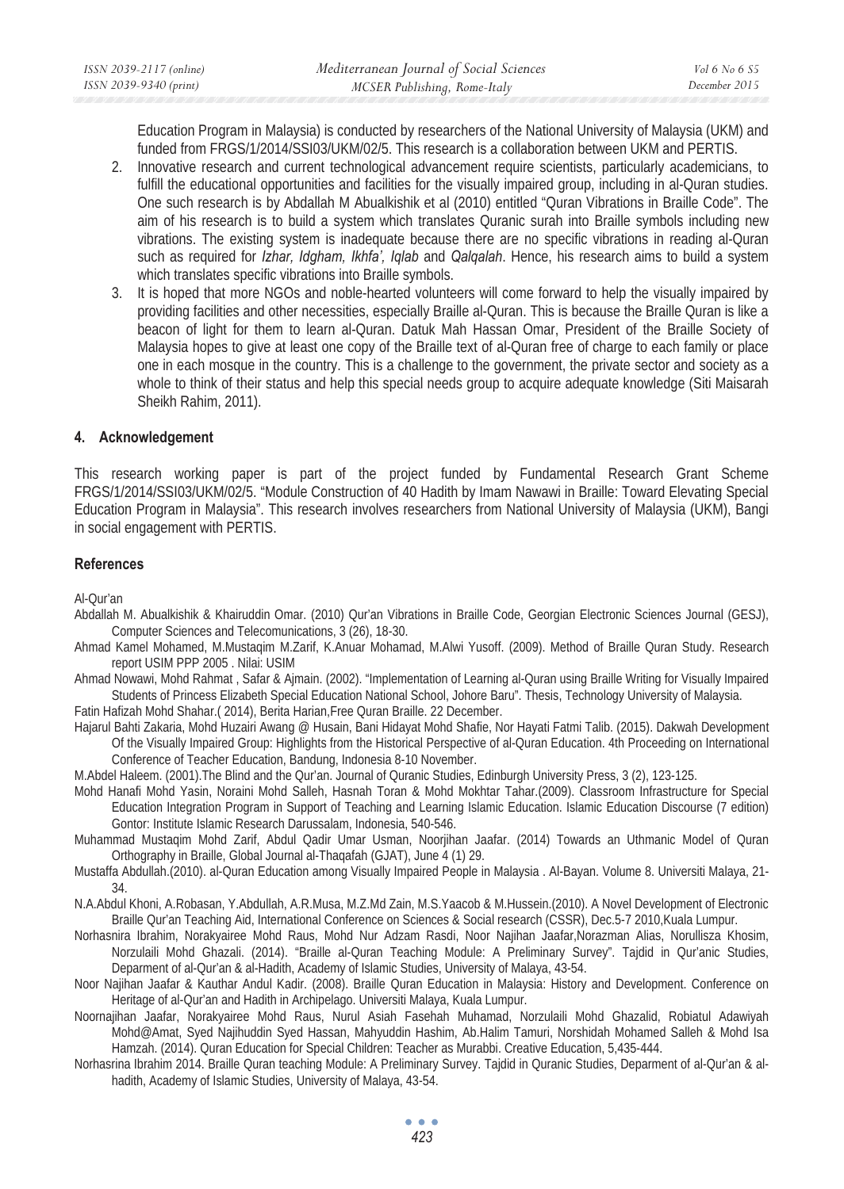Education Program in Malaysia) is conducted by researchers of the National University of Malaysia (UKM) and funded from FRGS/1/2014/SSI03/UKM/02/5. This research is a collaboration between UKM and PERTIS.

2. Innovative research and current technological advancement require scientists, particularly academicians, to fulfill the educational opportunities and facilities for the visually impaired group, including in al-Quran studies. One such research is by Abdallah M Abualkishik et al (2010) entitled "Quran Vibrations in Braille Code". The aim of his research is to build a system which translates Quranic surah into Braille symbols including new vibrations. The existing system is inadequate because there are no specific vibrations in reading al-Quran such as required for *Izhar, Idgham, Ikhfa', Iqlab* and *Qalqalah*. Hence, his research aims to build a system which translates specific vibrations into Braille symbols.
3. It is hoped that more NGOs and noble-hearted volunteers will come forward to help the visually impaired by providing facilities and other necessities, especially Braille al-Quran. This is because the Braille Quran is like a beacon of light for them to learn al-Quran. Datuk Mah Hassan Omar, President of the Braille Society of Malaysia hopes to give at least one copy of the Braille text of al-Quran free of charge to each family or place one in each mosque in the country. This is a challenge to the government, the private sector and society as a whole to think of their status and help this special needs group to acquire adequate knowledge (Siti Maisarah Sheikh Rahim, 2011).

## 4. Acknowledgement

This research working paper is part of the project funded by Fundamental Research Grant Scheme FRGS/1/2014/SSI03/UKM/02/5. "Module Construction of 40 Hadith by Imam Nawawi in Braille: Toward Elevating Special Education Program in Malaysia". This research involves researchers from National University of Malaysia (UKM), Bangi in social engagement with PERTIS.

## References

Al-Qur'an

Abdallah M. Abualkishik & Khairuddin Omar. (2010) Qur'an Vibrations in Braille Code, Georgian Electronic Sciences Journal (GESJ), Computer Sciences and Telecomunications, 3 (26), 18-30.

Ahmad Kamel Mohamed, M.Mustaqim M.Zarif, K.Anuar Mohamad, M.Alwi Yusoff. (2009). Method of Braille Quran Study. Research report USIM PPP 2005 . Nilai: USIM

Ahmad Nowawi, Mohd Rahmat , Safar & Ajmain. (2002). "Implementation of Learning al-Quran using Braille Writing for Visually Impaired Students of Princess Elizabeth Special Education National School, Johore Baru". Thesis, Technology University of Malaysia.

Fatin Hafizah Mohd Shahar.( 2014), Berita Harian,Free Quran Braille. 22 December.

Hajarul Bahti Zakaria, Mohd Huzairi Awang @ Husain, Bani Hidayat Mohd Shafie, Nor Hayati Fatmi Talib. (2015). Dakwah Development Of the Visually Impaired Group: Highlights from the Historical Perspective of al-Quran Education. 4th Proceeding on International Conference of Teacher Education, Bandung, Indonesia 8-10 November.

M.Abdel Haleem. (2001).The Blind and the Qur'an. Journal of Quranic Studies, Edinburgh University Press, 3 (2), 123-125.

Mohd Hanafi Mohd Yasin, Noraini Mohd Salleh, Hasnah Toran & Mohd Mokhtar Tahar.(2009). Classroom Infrastructure for Special Education Integration Program in Support of Teaching and Learning Islamic Education. Islamic Education Discourse (7 edition) Gontor: Institute Islamic Research Darussalam, Indonesia, 540-546.

Muhammad Mustaqim Mohd Zarif, Abdul Qadir Umar Usman, Noorjihan Jaafar. (2014) Towards an Uthmanic Model of Quran Orthography in Braille, Global Journal al-Thaqafah (GJAT), June 4 (1) 29.

Mustaffa Abdullah.(2010). al-Quran Education among Visually Impaired People in Malaysia . Al-Bayan. Volume 8. Universiti Malaya, 21-34.

N.A.Abdul Khoni, A.Robasan, Y.Abdullah, A.R.Musa, M.Z.Md Zain, M.S.Yaacob & M.Hussein.(2010). A Novel Development of Electronic Braille Qur'an Teaching Aid, International Conference on Sciences & Social research (CSSR), Dec.5-7 2010,Kuala Lumpur.

Norhasnira Ibrahim, Norakyairee Mohd Raus, Mohd Nur Adzam Rasdi, Noor Najihan Jaafar,Norazman Alias, Norullisza Khosim, Norzulaili Mohd Ghazali. (2014). "Braille al-Quran Teaching Module: A Preliminary Survey". Tajdid in Qur'anic Studies, Deparment of al-Qur'an & al-Hadith, Academy of Islamic Studies, University of Malaya, 43-54.

Noor Najihan Jaafar & Kauthar Andul Kadir. (2008). Braille Quran Education in Malaysia: History and Development. Conference on Heritage of al-Qur'an and Hadith in Archipelago. Universiti Malaya, Kuala Lumpur.

Noornajihan Jaafar, Norakyairee Mohd Raus, Nurul Asiah Fasehah Muhamad, Norzulaili Mohd Ghazalid, Robiatul Adawiyah Mohd@Amat, Syed Najihuddin Syed Hassan, Mahyuddin Hashim, Ab.Halim Tamuri, Norshidah Mohamed Salleh & Mohd Isa Hamzah. (2014). Quran Education for Special Children: Teacher as Murabbi. Creative Education, 5,435-444.

Norhasrina Ibrahim 2014. Braille Quran teaching Module: A Preliminary Survey. Tajdid in Quranic Studies, Deparment of al-Qur'an & al-hadith, Academy of Islamic Studies, University of Malaya, 43-54.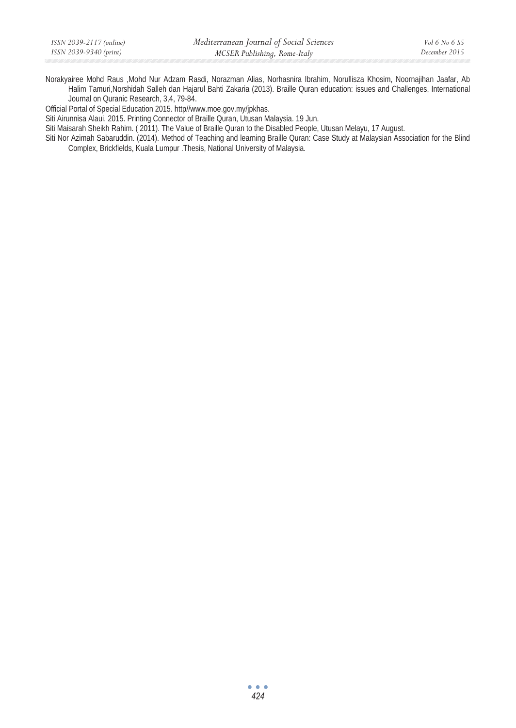Norakyairee Mohd Raus ,Mohd Nur Adzam Rasdi, Norazman Alias, Norhasnira Ibrahim, Norullisza Khosim, Noornajihan Jaafar, Ab Halim Tamuri,Norshidah Salleh dan Hajarul Bahti Zakaria (2013). Braille Quran education: issues and Challenges, International Journal on Quranic Research, 3,4, 79-84.

Official Portal of Special Education 2015. http//www.moe.gov.my/jpkhas.

Siti Airunnisa Alaui. 2015. Printing Connector of Braille Quran, Utusan Malaysia. 19 Jun.

Siti Maisarah Sheikh Rahim. ( 2011). The Value of Braille Quran to the Disabled People, Utusan Melayu, 17 August.

Siti Nor Azimah Sabaruddin. (2014). Method of Teaching and learning Braille Quran: Case Study at Malaysian Association for the Blind Complex, Brickfields, Kuala Lumpur .Thesis, National University of Malaysia.